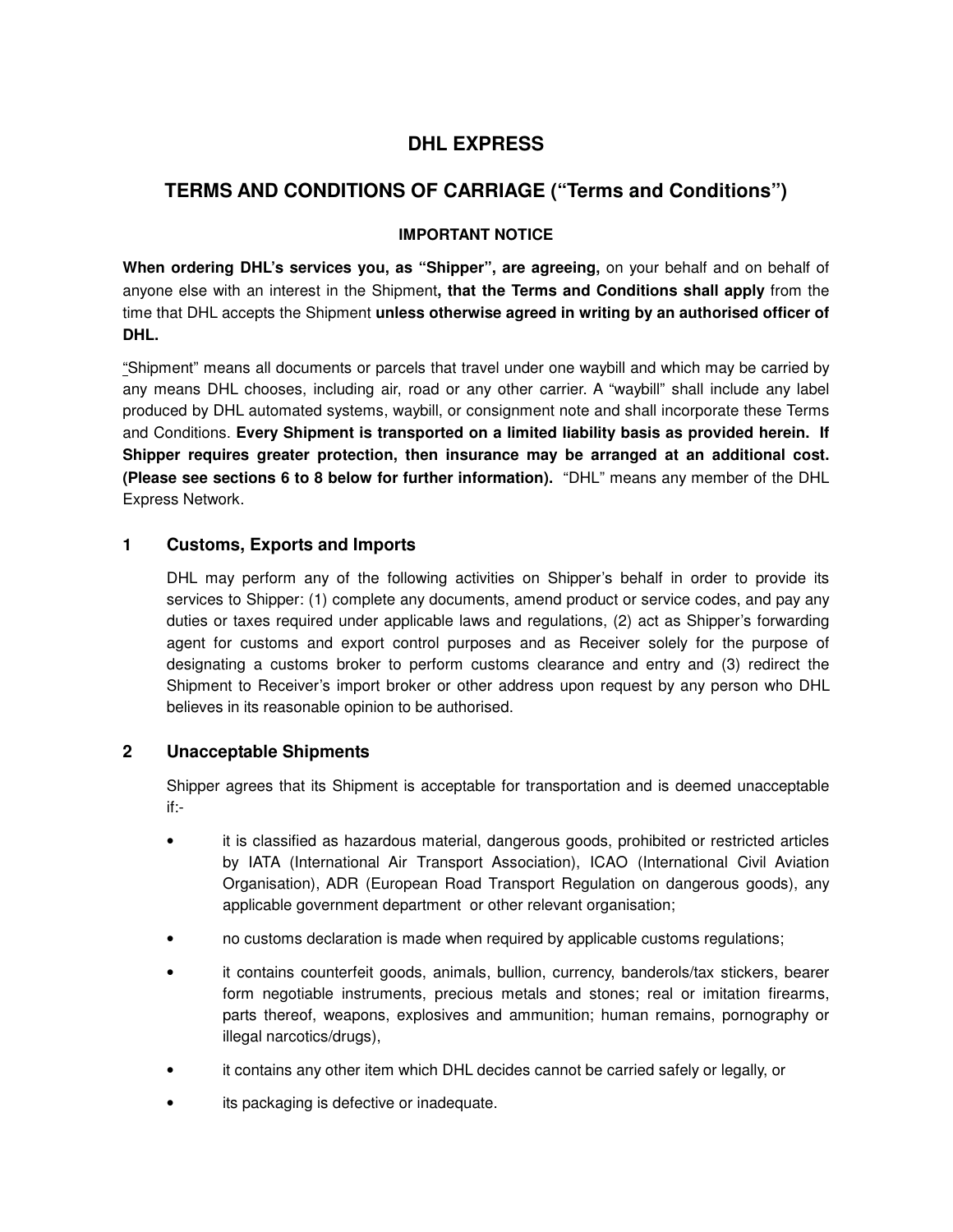# DHL EXPRESS

## TERMS AND CONDITIONS OF CARRIAGE ("Terms and Conditions")

### IMPORTANT NOTICE

**When ordering DHL's services you, as "Shipper", are agreeing,** on your behalf and on behalf of anyone else with an interest in the Shipment**, that the Terms and Conditions shall apply** from the time that DHL accepts the Shipment **unless otherwise agreed in writing by an authorised officer of DHL.**

"Shipment" means all documents or parcels that travel under one waybill and which may be carried by any means DHL chooses, including air, road or any other carrier. A "waybill" shall include any label produced by DHL automated systems, waybill, or consignment note and shall incorporate these Terms and Conditions. **Every Shipment is transported on a limited liability basis as provided herein. If Shipper requires greater protection, then insurance may be arranged at an additional cost. (Please see sections 6 to 8 below for further information).** "DHL" means any member of the DHL Express Network.

### 1 Customs, Exports and Imports

DHL may perform any of the following activities on Shipper's behalf in order to provide its services to Shipper: (1) complete any documents, amend product or service codes, and pay any duties or taxes required under applicable laws and regulations, (2) act as Shipper's forwarding agent for customs and export control purposes and as Receiver solely for the purpose of designating a customs broker to perform customs clearance and entry and (3) redirect the Shipment to Receiver's import broker or other address upon request by any person who DHL believes in its reasonable opinion to be authorised.

### 2 Unacceptable Shipments

Shipper agrees that its Shipment is acceptable for transportation and is deemed unacceptable if:-

- it is classified as hazardous material, dangerous goods, prohibited or restricted articles by IATA (International Air Transport Association), ICAO (International Civil Aviation Organisation), ADR (European Road Transport Regulation on dangerous goods), any applicable government department or other relevant organisation;
- no customs declaration is made when required by applicable customs regulations;
- it contains counterfeit goods, animals, bullion, currency, banderols/tax stickers, bearer form negotiable instruments, precious metals and stones; real or imitation firearms, parts thereof, weapons, explosives and ammunition; human remains, pornography or illegal narcotics/drugs),
- it contains any other item which DHL decides cannot be carried safely or legally, or
- its packaging is defective or inadequate.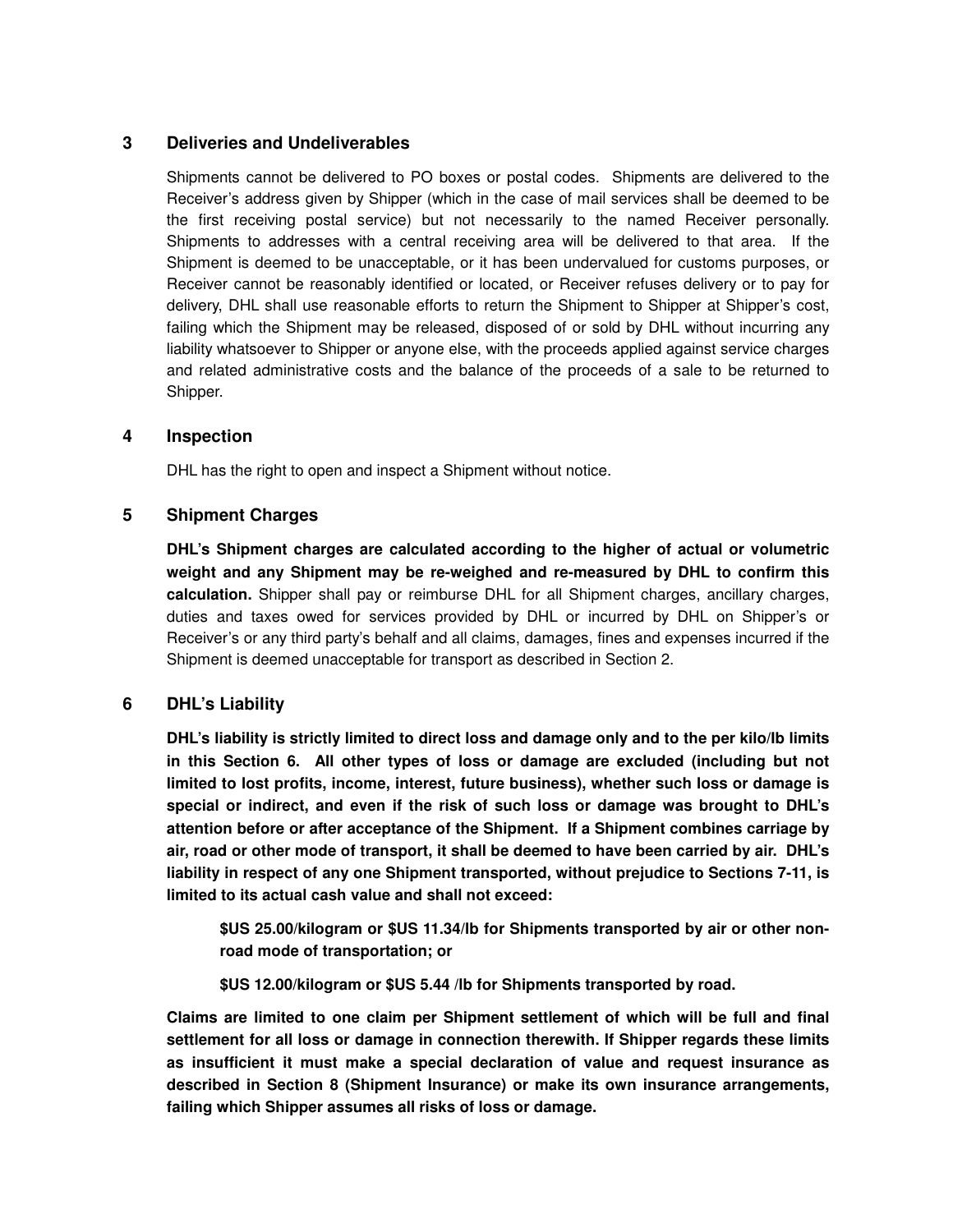## 3 Deliveries and Undeliverables

Shipments cannot be delivered to PO boxes or postal codes. Shipments are delivered to the Receiver's address given by Shipper (which in the case of mail services shall be deemed to be the first receiving postal service) but not necessarily to the named Receiver personally. Shipments to addresses with a central receiving area will be delivered to that area. If the Shipment is deemed to be unacceptable, or it has been undervalued for customs purposes, or Receiver cannot be reasonably identified or located, or Receiver refuses delivery or to pay for delivery, DHL shall use reasonable efforts to return the Shipment to Shipper at Shipper's cost, failing which the Shipment may be released, disposed of or sold by DHL without incurring any liability whatsoever to Shipper or anyone else, with the proceeds applied against service charges and related administrative costs and the balance of the proceeds of a sale to be returned to Shipper.

## 4 Inspection

DHL has the right to open and inspect a Shipment without notice.

## 5 Shipment Charges

**DHL's Shipment charges are calculated according to the higher of actual or volumetric weight and any Shipment may be re-weighed and re-measured by DHL to confirm this calculation.** Shipper shall pay or reimburse DHL for all Shipment charges, ancillary charges, duties and taxes owed for services provided by DHL or incurred by DHL on Shipper's or Receiver's or any third party's behalf and all claims, damages, fines and expenses incurred if the Shipment is deemed unacceptable for transport as described in Section 2.

## 6 DHL's Liability

**DHL's liability is strictly limited to direct loss and damage only and to the per kilo/lb limits in this Section 6. All other types of loss or damage are excluded (including but not limited to lost profits, income, interest, future business), whether such loss or damage is special or indirect, and even if the risk of such loss or damage was brought to DHL's attention before or after acceptance of the Shipment. If a Shipment combines carriage by air, road or other mode of transport, it shall be deemed to have been carried by air. DHL's liability in respect of any one Shipment transported, without prejudice to Sections 7-11, is limited to its actual cash value and shall not exceed:**

**$US 25.00/kilogram or $US 11.34/lb for Shipments transported by air or other non-road mode of transportation; or**

**$US 12.00/kilogram or $US 5.44 /lb for Shipments transported by road.**

**Claims are limited to one claim per Shipment settlement of which will be full and final settlement for all loss or damage in connection therewith. If Shipper regards these limits as insufficient it must make a special declaration of value and request insurance as described in Section 8 (Shipment Insurance) or make its own insurance arrangements, failing which Shipper assumes all risks of loss or damage.**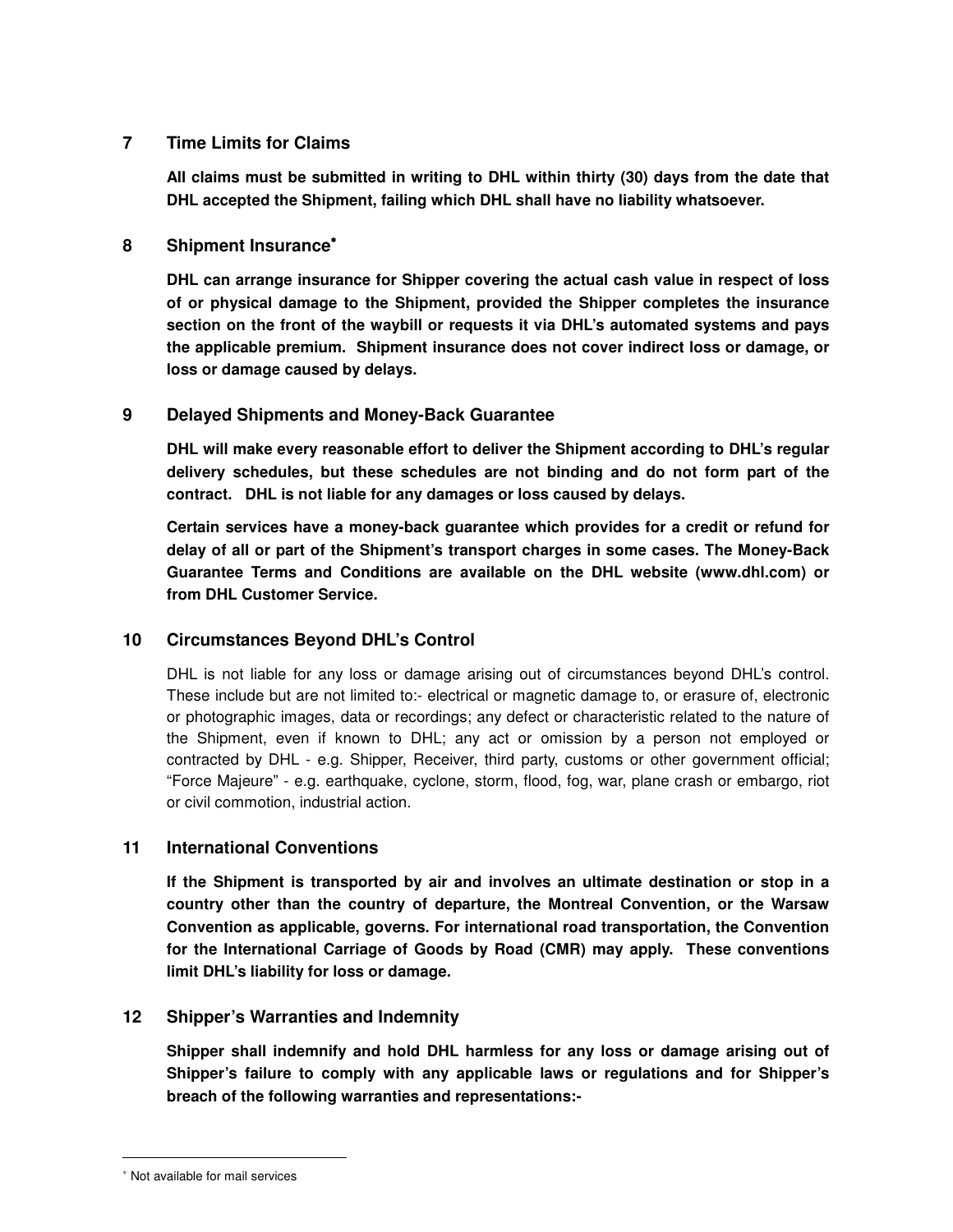## 7 Time Limits for Claims

**All claims must be submitted in writing to DHL within thirty (30) days from the date that DHL accepted the Shipment, failing which DHL shall have no liability whatsoever.**

## 8 Shipment Insurance*

**DHL can arrange insurance for Shipper covering the actual cash value in respect of loss of or physical damage to the Shipment, provided the Shipper completes the insurance section on the front of the waybill or requests it via DHL's automated systems and pays the applicable premium. Shipment insurance does not cover indirect loss or damage, or loss or damage caused by delays.**

## 9 Delayed Shipments and Money-Back Guarantee

**DHL will make every reasonable effort to deliver the Shipment according to DHL's regular delivery schedules, but these schedules are not binding and do not form part of the contract. DHL is not liable for any damages or loss caused by delays.**

**Certain services have a money-back guarantee which provides for a credit or refund for delay of all or part of the Shipment's transport charges in some cases. The Money-Back Guarantee Terms and Conditions are available on the DHL website (www.dhl.com) or from DHL Customer Service.**

## 10 Circumstances Beyond DHL's Control

DHL is not liable for any loss or damage arising out of circumstances beyond DHL's control. These include but are not limited to:- electrical or magnetic damage to, or erasure of, electronic or photographic images, data or recordings; any defect or characteristic related to the nature of the Shipment, even if known to DHL; any act or omission by a person not employed or contracted by DHL - e.g. Shipper, Receiver, third party, customs or other government official; "Force Majeure" - e.g. earthquake, cyclone, storm, flood, fog, war, plane crash or embargo, riot or civil commotion, industrial action.

## 11 International Conventions

**If the Shipment is transported by air and involves an ultimate destination or stop in a country other than the country of departure, the Montreal Convention, or the Warsaw Convention as applicable, governs. For international road transportation, the Convention for the International Carriage of Goods by Road (CMR) may apply. These conventions limit DHL's liability for loss or damage.**

## 12 Shipper's Warranties and Indemnity

**Shipper shall indemnify and hold DHL harmless for any loss or damage arising out of Shipper's failure to comply with any applicable laws or regulations and for Shipper's breach of the following warranties and representations:-**

---

* Not available for mail services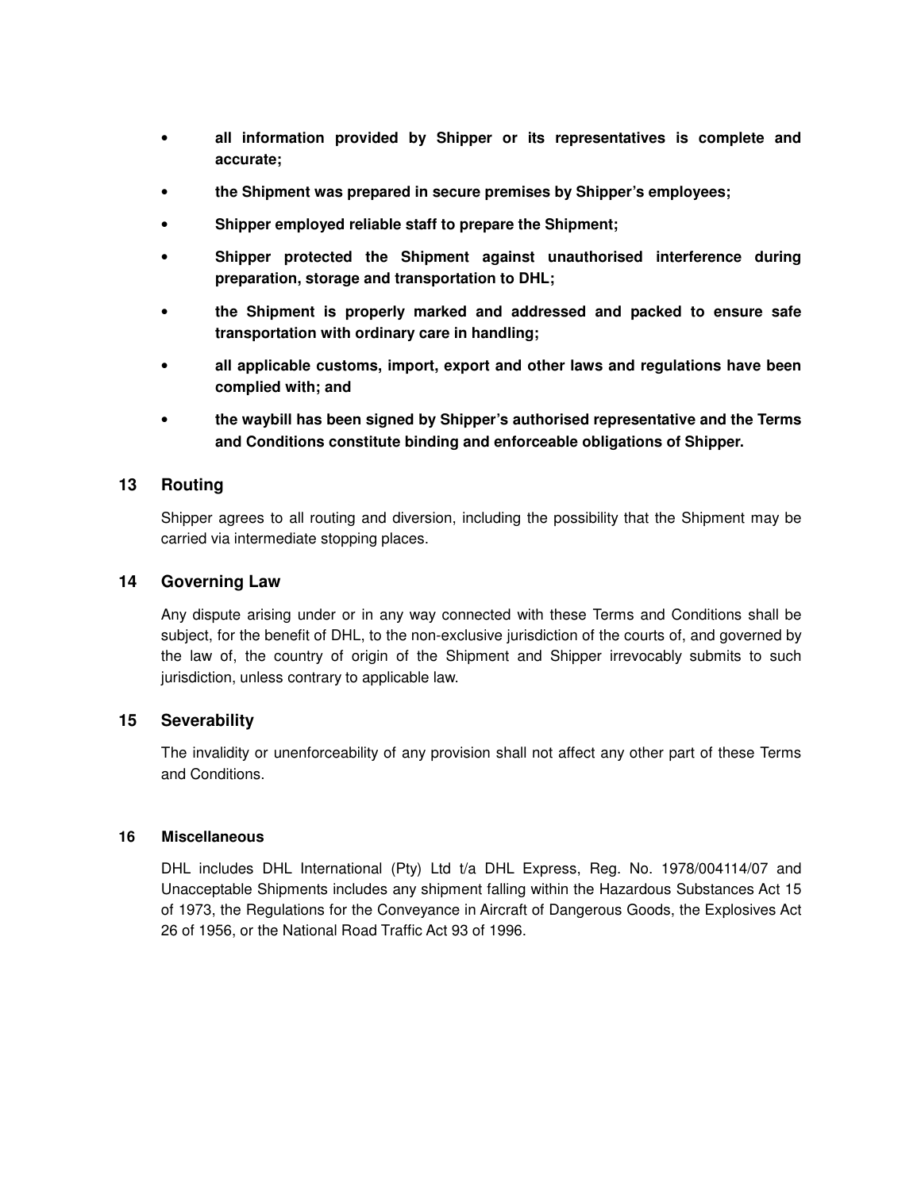- **all information provided by Shipper or its representatives is complete and accurate;**
- **the Shipment was prepared in secure premises by Shipper's employees;**
- **Shipper employed reliable staff to prepare the Shipment;**
- **Shipper protected the Shipment against unauthorised interference during preparation, storage and transportation to DHL;**
- **the Shipment is properly marked and addressed and packed to ensure safe transportation with ordinary care in handling;**
- **all applicable customs, import, export and other laws and regulations have been complied with; and**
- **the waybill has been signed by Shipper's authorised representative and the Terms and Conditions constitute binding and enforceable obligations of Shipper.**

## 13 Routing

Shipper agrees to all routing and diversion, including the possibility that the Shipment may be carried via intermediate stopping places.

## 14 Governing Law

Any dispute arising under or in any way connected with these Terms and Conditions shall be subject, for the benefit of DHL, to the non-exclusive jurisdiction of the courts of, and governed by the law of, the country of origin of the Shipment and Shipper irrevocably submits to such jurisdiction, unless contrary to applicable law.

## 15 Severability

The invalidity or unenforceability of any provision shall not affect any other part of these Terms and Conditions.

## 16 Miscellaneous

DHL includes DHL International (Pty) Ltd t/a DHL Express, Reg. No. 1978/004114/07 and Unacceptable Shipments includes any shipment falling within the Hazardous Substances Act 15 of 1973, the Regulations for the Conveyance in Aircraft of Dangerous Goods, the Explosives Act 26 of 1956, or the National Road Traffic Act 93 of 1996.